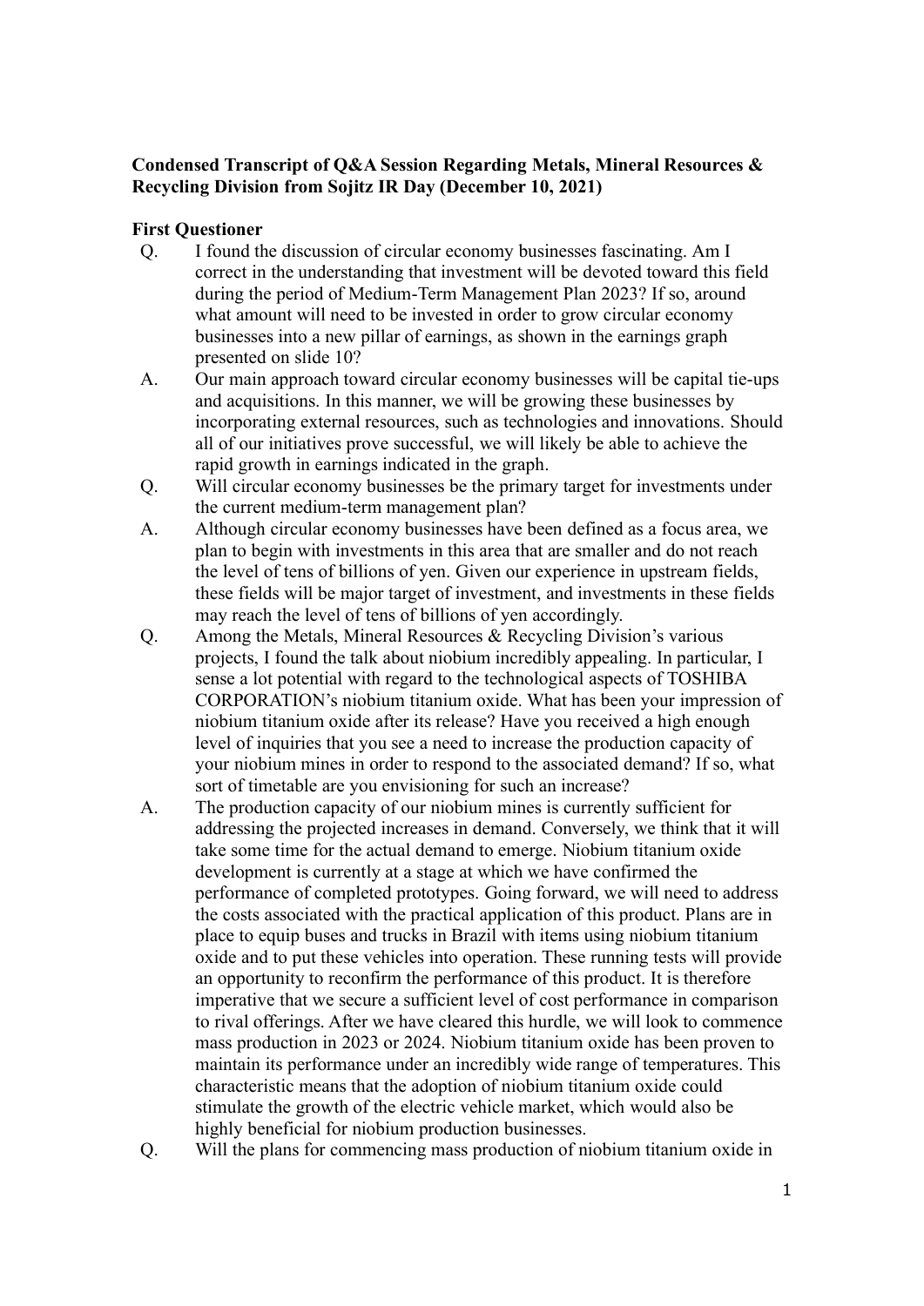**Condensed Transcript of Q&A Session Regarding Metals, Mineral Resources & Recycling Division from Sojitz IR Day (December 10, 2021)**

**First Questioner**

Q. I found the discussion of circular economy businesses fascinating. Am I correct in the understanding that investment will be devoted toward this field during the period of Medium-Term Management Plan 2023? If so, around what amount will need to be invested in order to grow circular economy businesses into a new pillar of earnings, as shown in the earnings graph presented on slide 10?

A. Our main approach toward circular economy businesses will be capital tie-ups and acquisitions. In this manner, we will be growing these businesses by incorporating external resources, such as technologies and innovations. Should all of our initiatives prove successful, we will likely be able to achieve the rapid growth in earnings indicated in the graph.

Q. Will circular economy businesses be the primary target for investments under the current medium-term management plan?

A. Although circular economy businesses have been defined as a focus area, we plan to begin with investments in this area that are smaller and do not reach the level of tens of billions of yen. Given our experience in upstream fields, these fields will be major target of investment, and investments in these fields may reach the level of tens of billions of yen accordingly.

Q. Among the Metals, Mineral Resources & Recycling Division's various projects, I found the talk about niobium incredibly appealing. In particular, I sense a lot potential with regard to the technological aspects of TOSHIBA CORPORATION's niobium titanium oxide. What has been your impression of niobium titanium oxide after its release? Have you received a high enough level of inquiries that you see a need to increase the production capacity of your niobium mines in order to respond to the associated demand? If so, what sort of timetable are you envisioning for such an increase?

A. The production capacity of our niobium mines is currently sufficient for addressing the projected increases in demand. Conversely, we think that it will take some time for the actual demand to emerge. Niobium titanium oxide development is currently at a stage at which we have confirmed the performance of completed prototypes. Going forward, we will need to address the costs associated with the practical application of this product. Plans are in place to equip buses and trucks in Brazil with items using niobium titanium oxide and to put these vehicles into operation. These running tests will provide an opportunity to reconfirm the performance of this product. It is therefore imperative that we secure a sufficient level of cost performance in comparison to rival offerings. After we have cleared this hurdle, we will look to commence mass production in 2023 or 2024. Niobium titanium oxide has been proven to maintain its performance under an incredibly wide range of temperatures. This characteristic means that the adoption of niobium titanium oxide could stimulate the growth of the electric vehicle market, which would also be highly beneficial for niobium production businesses.

Q. Will the plans for commencing mass production of niobium titanium oxide in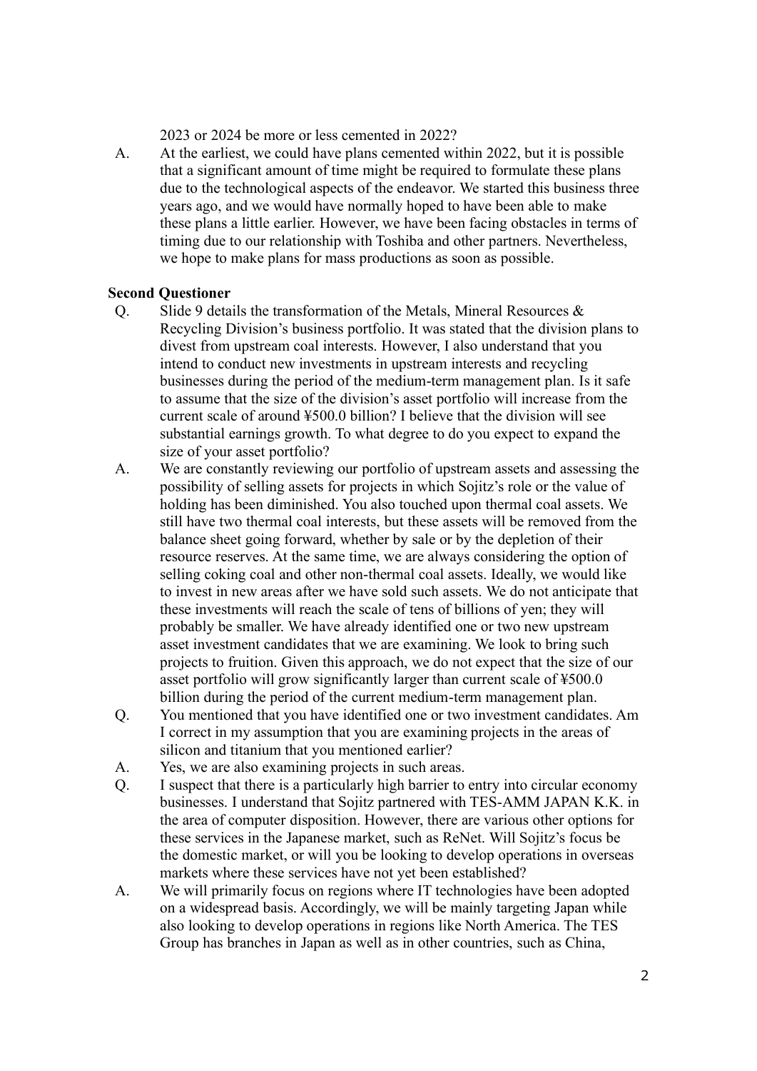2023 or 2024 be more or less cemented in 2022?

A. At the earliest, we could have plans cemented within 2022, but it is possible that a significant amount of time might be required to formulate these plans due to the technological aspects of the endeavor. We started this business three years ago, and we would have normally hoped to have been able to make these plans a little earlier. However, we have been facing obstacles in terms of timing due to our relationship with Toshiba and other partners. Nevertheless, we hope to make plans for mass productions as soon as possible.

**Second Questioner**

Q. Slide 9 details the transformation of the Metals, Mineral Resources & Recycling Division's business portfolio. It was stated that the division plans to divest from upstream coal interests. However, I also understand that you intend to conduct new investments in upstream interests and recycling businesses during the period of the medium-term management plan. Is it safe to assume that the size of the division's asset portfolio will increase from the current scale of around ¥500.0 billion? I believe that the division will see substantial earnings growth. To what degree to do you expect to expand the size of your asset portfolio?

A. We are constantly reviewing our portfolio of upstream assets and assessing the possibility of selling assets for projects in which Sojitz's role or the value of holding has been diminished. You also touched upon thermal coal assets. We still have two thermal coal interests, but these assets will be removed from the balance sheet going forward, whether by sale or by the depletion of their resource reserves. At the same time, we are always considering the option of selling coking coal and other non-thermal coal assets. Ideally, we would like to invest in new areas after we have sold such assets. We do not anticipate that these investments will reach the scale of tens of billions of yen; they will probably be smaller. We have already identified one or two new upstream asset investment candidates that we are examining. We look to bring such projects to fruition. Given this approach, we do not expect that the size of our asset portfolio will grow significantly larger than current scale of ¥500.0 billion during the period of the current medium-term management plan.

Q. You mentioned that you have identified one or two investment candidates. Am I correct in my assumption that you are examining projects in the areas of silicon and titanium that you mentioned earlier?

A. Yes, we are also examining projects in such areas.

Q. I suspect that there is a particularly high barrier to entry into circular economy businesses. I understand that Sojitz partnered with TES-AMM JAPAN K.K. in the area of computer disposition. However, there are various other options for these services in the Japanese market, such as ReNet. Will Sojitz's focus be the domestic market, or will you be looking to develop operations in overseas markets where these services have not yet been established?

A. We will primarily focus on regions where IT technologies have been adopted on a widespread basis. Accordingly, we will be mainly targeting Japan while also looking to develop operations in regions like North America. The TES Group has branches in Japan as well as in other countries, such as China,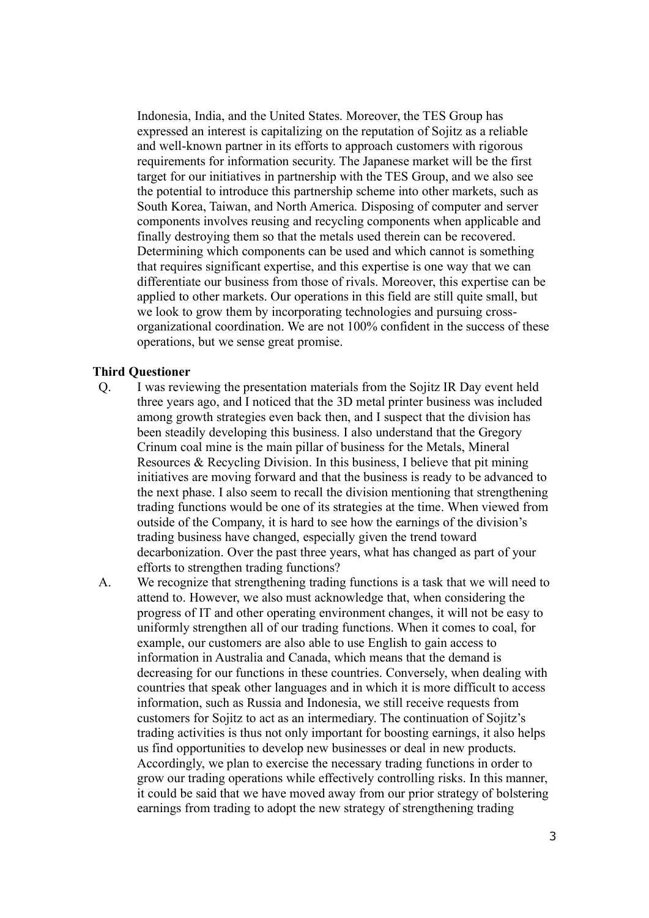Indonesia, India, and the United States. Moreover, the TES Group has expressed an interest is capitalizing on the reputation of Sojitz as a reliable and well-known partner in its efforts to approach customers with rigorous requirements for information security. The Japanese market will be the first target for our initiatives in partnership with the TES Group, and we also see the potential to introduce this partnership scheme into other markets, such as South Korea, Taiwan, and North America. Disposing of computer and server components involves reusing and recycling components when applicable and finally destroying them so that the metals used therein can be recovered. Determining which components can be used and which cannot is something that requires significant expertise, and this expertise is one way that we can differentiate our business from those of rivals. Moreover, this expertise can be applied to other markets. Our operations in this field are still quite small, but we look to grow them by incorporating technologies and pursuing cross-organizational coordination. We are not 100% confident in the success of these operations, but we sense great promise.

**Third Questioner**

Q. I was reviewing the presentation materials from the Sojitz IR Day event held three years ago, and I noticed that the 3D metal printer business was included among growth strategies even back then, and I suspect that the division has been steadily developing this business. I also understand that the Gregory Crinum coal mine is the main pillar of business for the Metals, Mineral Resources & Recycling Division. In this business, I believe that pit mining initiatives are moving forward and that the business is ready to be advanced to the next phase. I also seem to recall the division mentioning that strengthening trading functions would be one of its strategies at the time. When viewed from outside of the Company, it is hard to see how the earnings of the division's trading business have changed, especially given the trend toward decarbonization. Over the past three years, what has changed as part of your efforts to strengthen trading functions?

A. We recognize that strengthening trading functions is a task that we will need to attend to. However, we also must acknowledge that, when considering the progress of IT and other operating environment changes, it will not be easy to uniformly strengthen all of our trading functions. When it comes to coal, for example, our customers are also able to use English to gain access to information in Australia and Canada, which means that the demand is decreasing for our functions in these countries. Conversely, when dealing with countries that speak other languages and in which it is more difficult to access information, such as Russia and Indonesia, we still receive requests from customers for Sojitz to act as an intermediary. The continuation of Sojitz's trading activities is thus not only important for boosting earnings, it also helps us find opportunities to develop new businesses or deal in new products. Accordingly, we plan to exercise the necessary trading functions in order to grow our trading operations while effectively controlling risks. In this manner, it could be said that we have moved away from our prior strategy of bolstering earnings from trading to adopt the new strategy of strengthening trading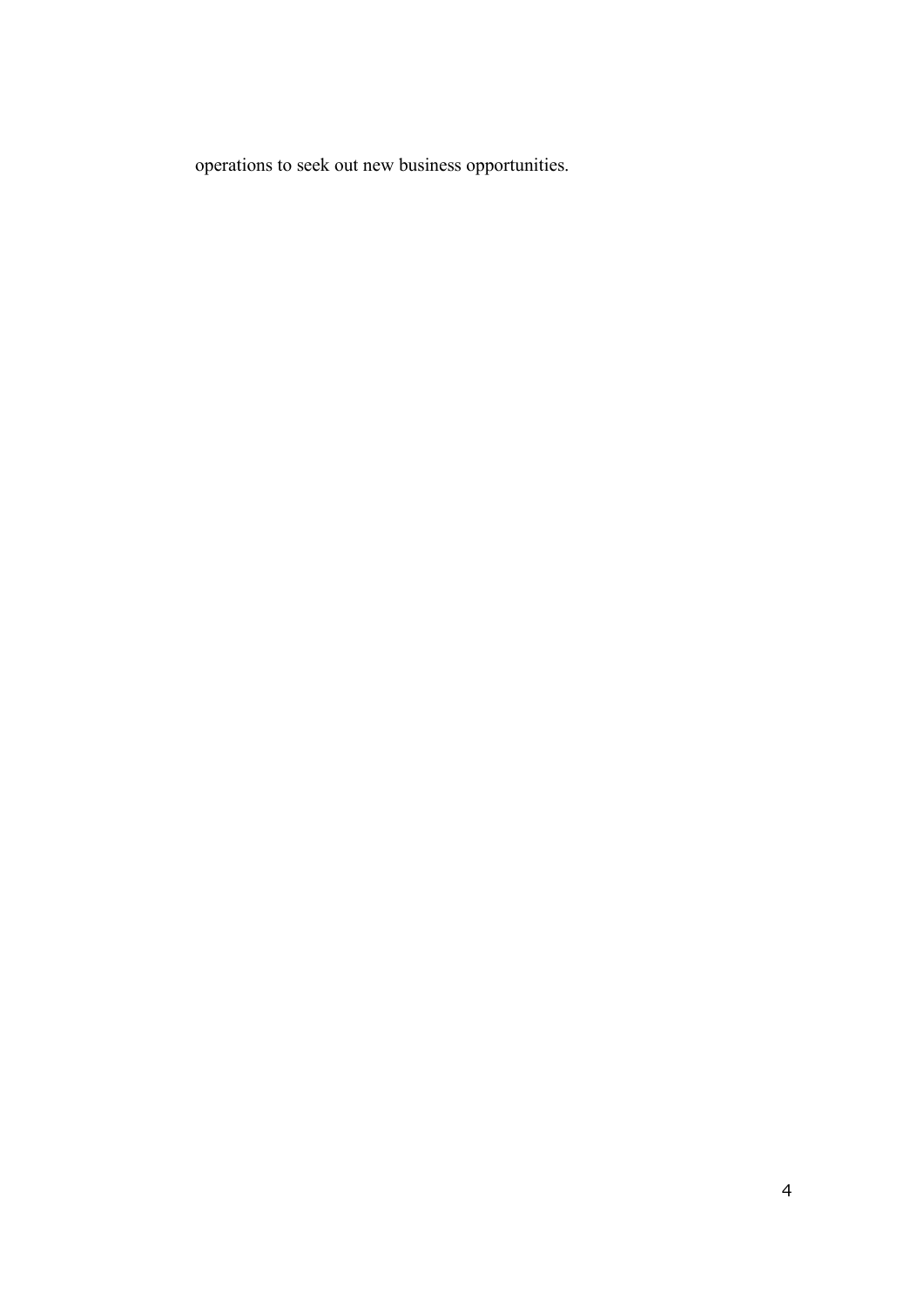operations to seek out new business opportunities.